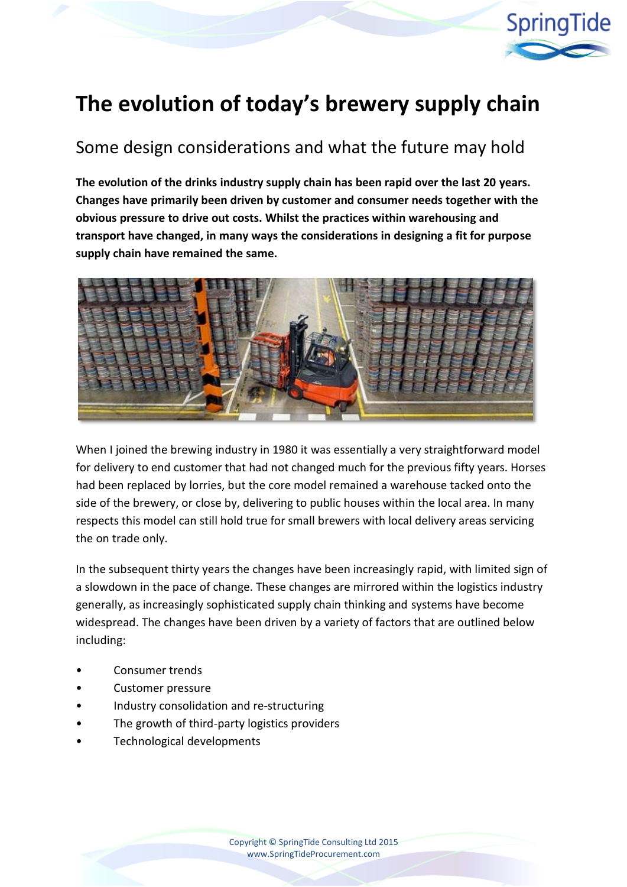# The evolution of today's brewery supply chain

## Some design considerations and what the future may hold

**The evolution of the drinks industry supply chain has been rapid over the last 20 years. Changes have primarily been driven by customer and consumer needs together with the obvious pressure to drive out costs. Whilst the practices within warehousing and transport have changed, in many ways the considerations in designing a fit for purpose supply chain have remained the same.**

When I joined the brewing industry in 1980 it was essentially a very straightforward model for delivery to end customer that had not changed much for the previous fifty years. Horses had been replaced by lorries, but the core model remained a warehouse tacked onto the side of the brewery, or close by, delivering to public houses within the local area. In many respects this model can still hold true for small brewers with local delivery areas servicing the on trade only.

In the subsequent thirty years the changes have been increasingly rapid, with limited sign of a slowdown in the pace of change. These changes are mirrored within the logistics industry generally, as increasingly sophisticated supply chain thinking and systems have become widespread. The changes have been driven by a variety of factors that are outlined below including:

- Consumer trends
- Customer pressure
- Industry consolidation and re-structuring
- The growth of third-party logistics providers
- Technological developments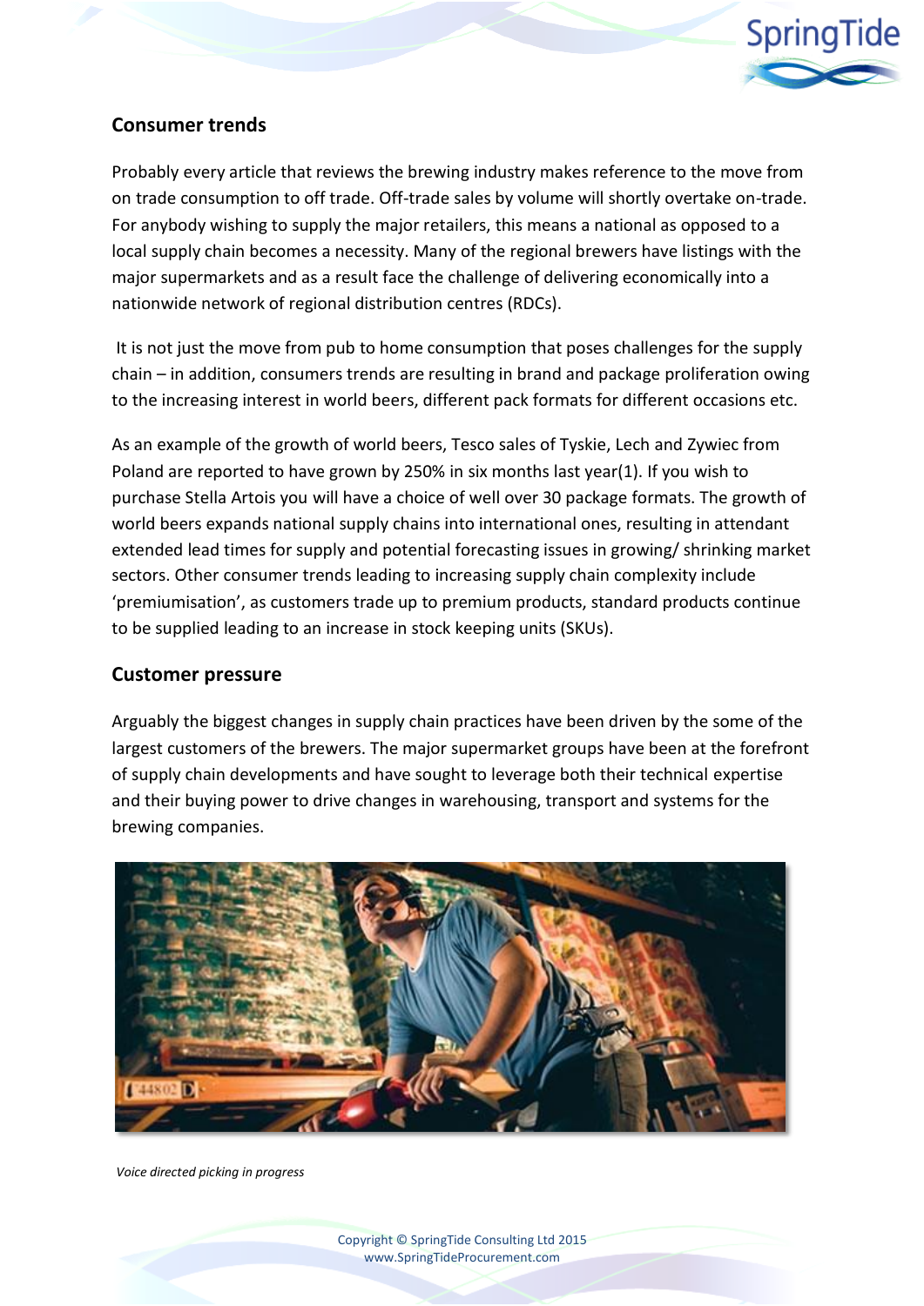## Consumer trends

Probably every article that reviews the brewing industry makes reference to the move from on trade consumption to off trade. Off-trade sales by volume will shortly overtake on-trade. For anybody wishing to supply the major retailers, this means a national as opposed to a local supply chain becomes a necessity. Many of the regional brewers have listings with the major supermarkets and as a result face the challenge of delivering economically into a nationwide network of regional distribution centres (RDCs).

It is not just the move from pub to home consumption that poses challenges for the supply chain – in addition, consumers trends are resulting in brand and package proliferation owing to the increasing interest in world beers, different pack formats for different occasions etc.

As an example of the growth of world beers, Tesco sales of Tyskie, Lech and Zywiec from Poland are reported to have grown by 250% in six months last year(1). If you wish to purchase Stella Artois you will have a choice of well over 30 package formats. The growth of world beers expands national supply chains into international ones, resulting in attendant extended lead times for supply and potential forecasting issues in growing/ shrinking market sectors. Other consumer trends leading to increasing supply chain complexity include 'premiumisation', as customers trade up to premium products, standard products continue to be supplied leading to an increase in stock keeping units (SKUs).

## Customer pressure

Arguably the biggest changes in supply chain practices have been driven by the some of the largest customers of the brewers. The major supermarket groups have been at the forefront of supply chain developments and have sought to leverage both their technical expertise and their buying power to drive changes in warehousing, transport and systems for the brewing companies.

*Voice directed picking in progress*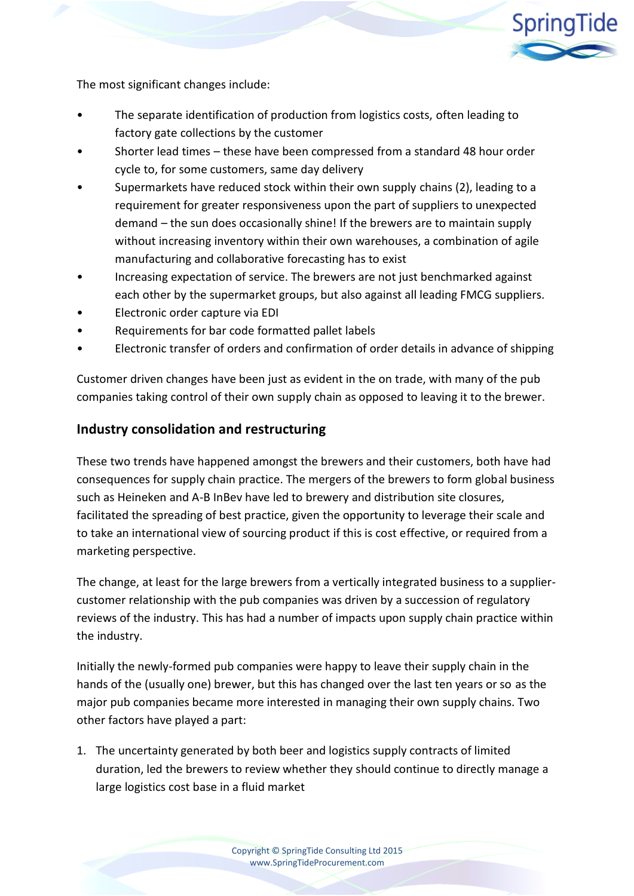The most significant changes include:

- The separate identification of production from logistics costs, often leading to factory gate collections by the customer
- Shorter lead times – these have been compressed from a standard 48 hour order cycle to, for some customers, same day delivery
- Supermarkets have reduced stock within their own supply chains (2), leading to a requirement for greater responsiveness upon the part of suppliers to unexpected demand – the sun does occasionally shine! If the brewers are to maintain supply without increasing inventory within their own warehouses, a combination of agile manufacturing and collaborative forecasting has to exist
- Increasing expectation of service. The brewers are not just benchmarked against each other by the supermarket groups, but also against all leading FMCG suppliers.
- Electronic order capture via EDI
- Requirements for bar code formatted pallet labels
- Electronic transfer of orders and confirmation of order details in advance of shipping

Customer driven changes have been just as evident in the on trade, with many of the pub companies taking control of their own supply chain as opposed to leaving it to the brewer.

## Industry consolidation and restructuring

These two trends have happened amongst the brewers and their customers, both have had consequences for supply chain practice. The mergers of the brewers to form global business such as Heineken and A-B InBev have led to brewery and distribution site closures, facilitated the spreading of best practice, given the opportunity to leverage their scale and to take an international view of sourcing product if this is cost effective, or required from a marketing perspective.

The change, at least for the large brewers from a vertically integrated business to a supplier-customer relationship with the pub companies was driven by a succession of regulatory reviews of the industry. This has had a number of impacts upon supply chain practice within the industry.

Initially the newly-formed pub companies were happy to leave their supply chain in the hands of the (usually one) brewer, but this has changed over the last ten years or so as the major pub companies became more interested in managing their own supply chains. Two other factors have played a part:

1. The uncertainty generated by both beer and logistics supply contracts of limited duration, led the brewers to review whether they should continue to directly manage a large logistics cost base in a fluid market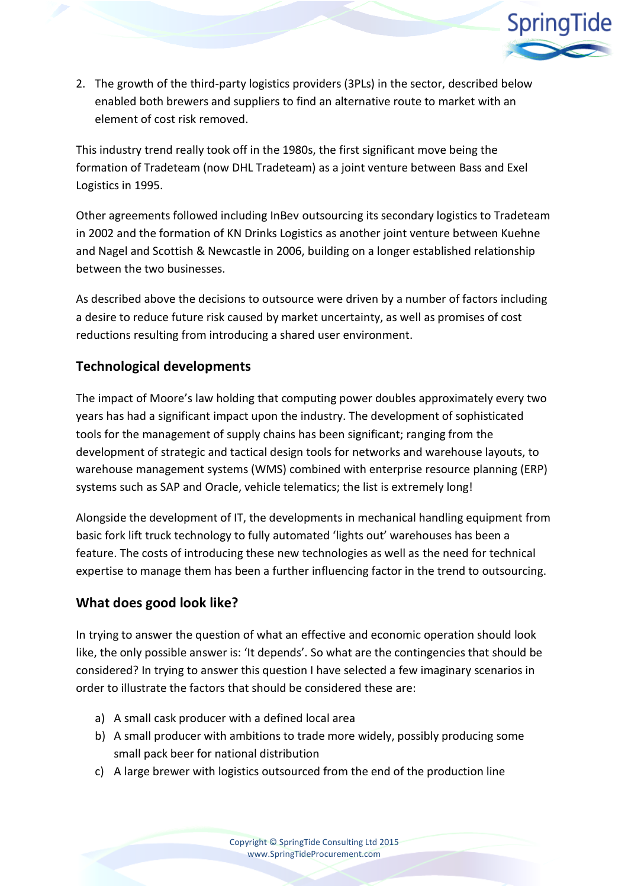2. The growth of the third-party logistics providers (3PLs) in the sector, described below enabled both brewers and suppliers to find an alternative route to market with an element of cost risk removed.

This industry trend really took off in the 1980s, the first significant move being the formation of Tradeteam (now DHL Tradeteam) as a joint venture between Bass and Exel Logistics in 1995.

Other agreements followed including InBev outsourcing its secondary logistics to Tradeteam in 2002 and the formation of KN Drinks Logistics as another joint venture between Kuehne and Nagel and Scottish & Newcastle in 2006, building on a longer established relationship between the two businesses.

As described above the decisions to outsource were driven by a number of factors including a desire to reduce future risk caused by market uncertainty, as well as promises of cost reductions resulting from introducing a shared user environment.

## Technological developments

The impact of Moore's law holding that computing power doubles approximately every two years has had a significant impact upon the industry. The development of sophisticated tools for the management of supply chains has been significant; ranging from the development of strategic and tactical design tools for networks and warehouse layouts, to warehouse management systems (WMS) combined with enterprise resource planning (ERP) systems such as SAP and Oracle, vehicle telematics; the list is extremely long!

Alongside the development of IT, the developments in mechanical handling equipment from basic fork lift truck technology to fully automated 'lights out' warehouses has been a feature. The costs of introducing these new technologies as well as the need for technical expertise to manage them has been a further influencing factor in the trend to outsourcing.

## What does good look like?

In trying to answer the question of what an effective and economic operation should look like, the only possible answer is: 'It depends'. So what are the contingencies that should be considered? In trying to answer this question I have selected a few imaginary scenarios in order to illustrate the factors that should be considered these are:

a) A small cask producer with a defined local area
b) A small producer with ambitions to trade more widely, possibly producing some small pack beer for national distribution
c) A large brewer with logistics outsourced from the end of the production line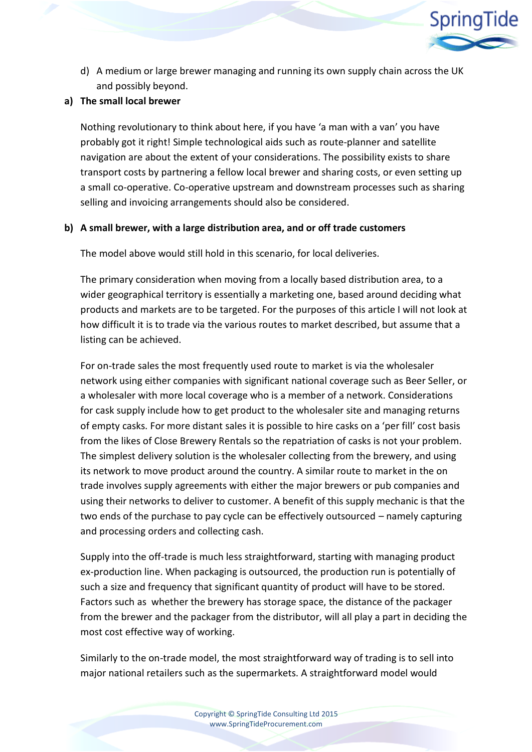d) A medium or large brewer managing and running its own supply chain across the UK and possibly beyond.

**a) The small local brewer**

Nothing revolutionary to think about here, if you have 'a man with a van' you have probably got it right! Simple technological aids such as route-planner and satellite navigation are about the extent of your considerations. The possibility exists to share transport costs by partnering a fellow local brewer and sharing costs, or even setting up a small co-operative. Co-operative upstream and downstream processes such as sharing selling and invoicing arrangements should also be considered.

**b) A small brewer, with a large distribution area, and or off trade customers**

The model above would still hold in this scenario, for local deliveries.

The primary consideration when moving from a locally based distribution area, to a wider geographical territory is essentially a marketing one, based around deciding what products and markets are to be targeted. For the purposes of this article I will not look at how difficult it is to trade via the various routes to market described, but assume that a listing can be achieved.

For on-trade sales the most frequently used route to market is via the wholesaler network using either companies with significant national coverage such as Beer Seller, or a wholesaler with more local coverage who is a member of a network. Considerations for cask supply include how to get product to the wholesaler site and managing returns of empty casks. For more distant sales it is possible to hire casks on a 'per fill' cost basis from the likes of Close Brewery Rentals so the repatriation of casks is not your problem. The simplest delivery solution is the wholesaler collecting from the brewery, and using its network to move product around the country. A similar route to market in the on trade involves supply agreements with either the major brewers or pub companies and using their networks to deliver to customer. A benefit of this supply mechanic is that the two ends of the purchase to pay cycle can be effectively outsourced – namely capturing and processing orders and collecting cash.

Supply into the off-trade is much less straightforward, starting with managing product ex-production line. When packaging is outsourced, the production run is potentially of such a size and frequency that significant quantity of product will have to be stored. Factors such as whether the brewery has storage space, the distance of the packager from the brewer and the packager from the distributor, will all play a part in deciding the most cost effective way of working.

Similarly to the on-trade model, the most straightforward way of trading is to sell into major national retailers such as the supermarkets. A straightforward model would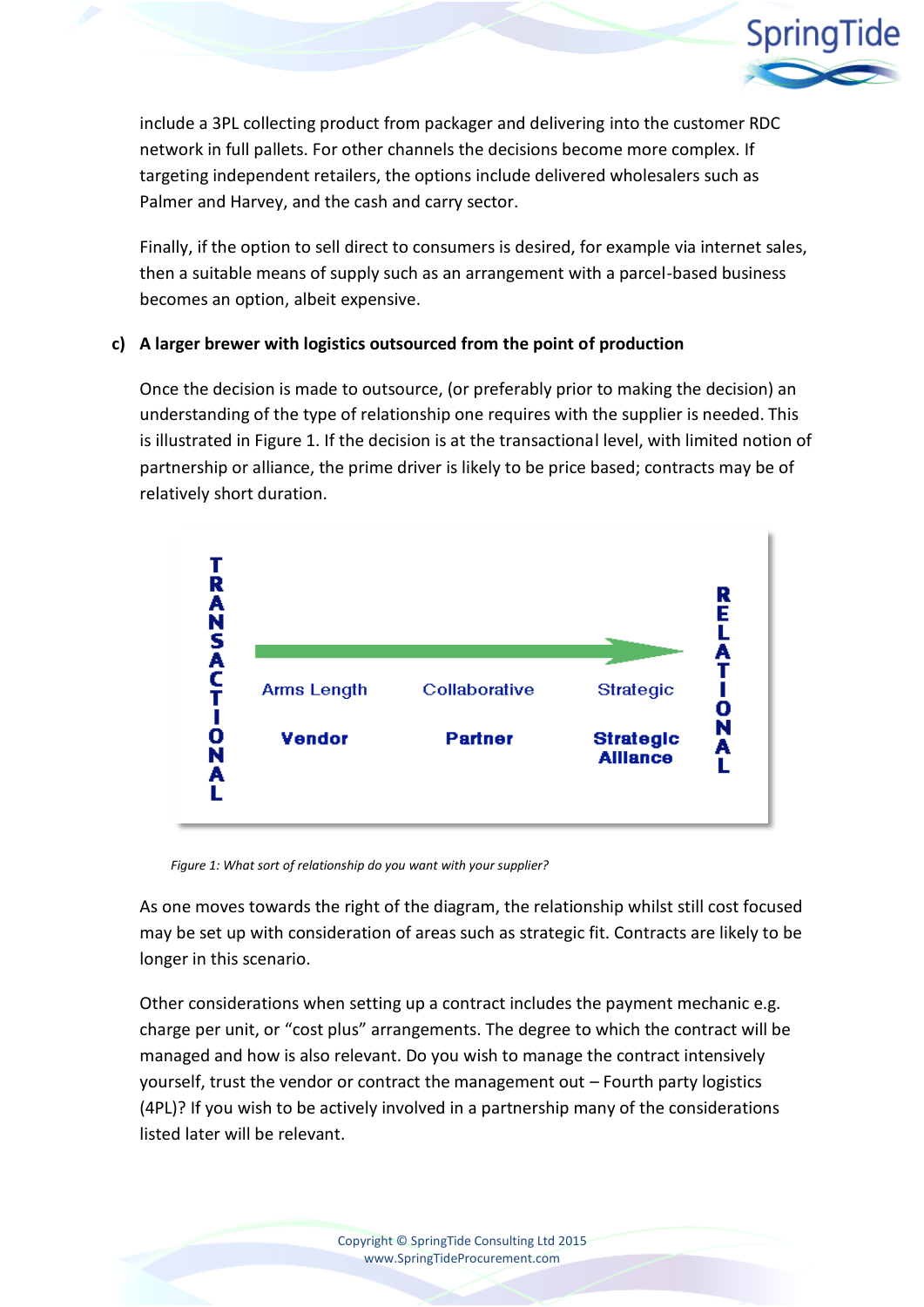include a 3PL collecting product from packager and delivering into the customer RDC network in full pallets. For other channels the decisions become more complex. If targeting independent retailers, the options include delivered wholesalers such as Palmer and Harvey, and the cash and carry sector.

Finally, if the option to sell direct to consumers is desired, for example via internet sales, then a suitable means of supply such as an arrangement with a parcel-based business becomes an option, albeit expensive.

**c) A larger brewer with logistics outsourced from the point of production**

Once the decision is made to outsource, (or preferably prior to making the decision) an understanding of the type of relationship one requires with the supplier is needed. This is illustrated in Figure 1. If the decision is at the transactional level, with limited notion of partnership or alliance, the prime driver is likely to be price based; contracts may be of relatively short duration.

| TRANSACTIONAL | → | → | → | RELATIONAL |
|---|---|---|---|---|
| | Arms Length | Collaborative | Strategic | |
| | **Vendor** | **Partner** | **Strategic Alliance** | |

*Figure 1: What sort of relationship do you want with your supplier?*

As one moves towards the right of the diagram, the relationship whilst still cost focused may be set up with consideration of areas such as strategic fit. Contracts are likely to be longer in this scenario.

Other considerations when setting up a contract includes the payment mechanic e.g. charge per unit, or "cost plus" arrangements. The degree to which the contract will be managed and how is also relevant. Do you wish to manage the contract intensively yourself, trust the vendor or contract the management out – Fourth party logistics (4PL)? If you wish to be actively involved in a partnership many of the considerations listed later will be relevant.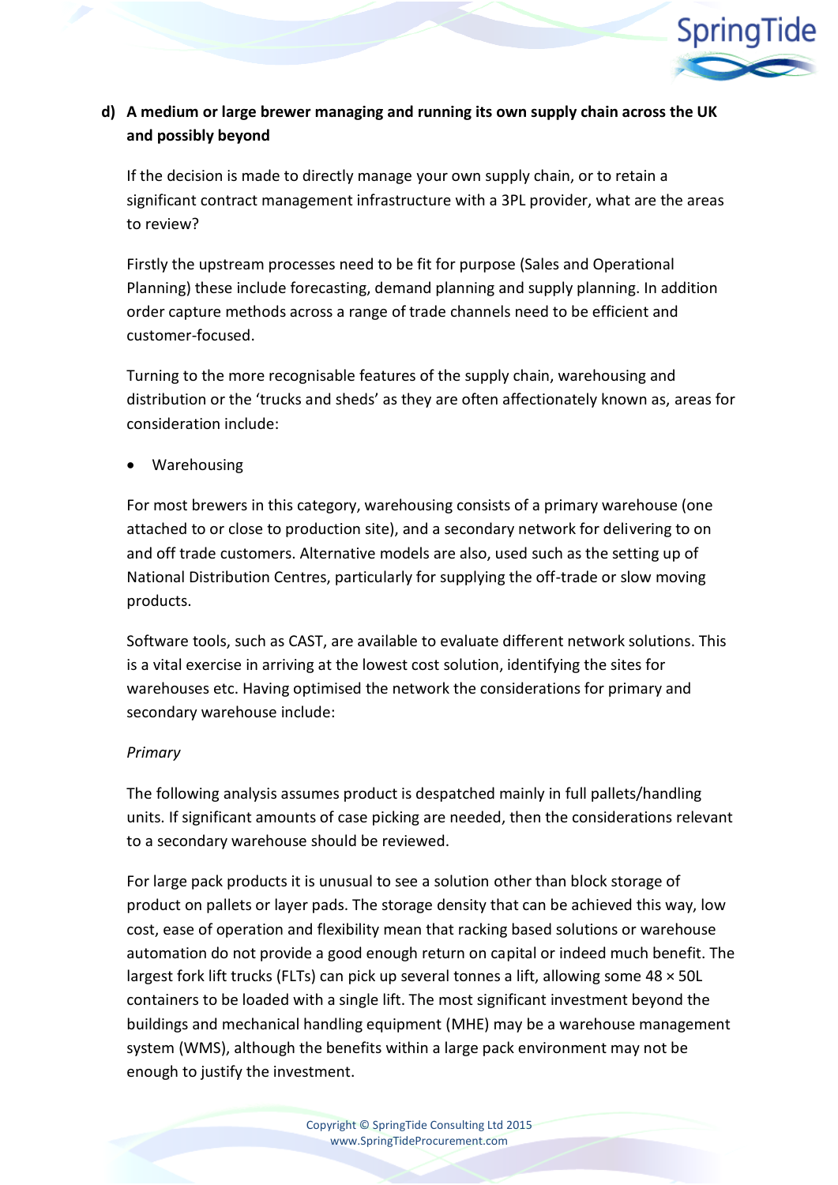**d) A medium or large brewer managing and running its own supply chain across the UK and possibly beyond**

If the decision is made to directly manage your own supply chain, or to retain a significant contract management infrastructure with a 3PL provider, what are the areas to review?

Firstly the upstream processes need to be fit for purpose (Sales and Operational Planning) these include forecasting, demand planning and supply planning. In addition order capture methods across a range of trade channels need to be efficient and customer-focused.

Turning to the more recognisable features of the supply chain, warehousing and distribution or the 'trucks and sheds' as they are often affectionately known as, areas for consideration include:

- Warehousing

For most brewers in this category, warehousing consists of a primary warehouse (one attached to or close to production site), and a secondary network for delivering to on and off trade customers. Alternative models are also, used such as the setting up of National Distribution Centres, particularly for supplying the off-trade or slow moving products.

Software tools, such as CAST, are available to evaluate different network solutions. This is a vital exercise in arriving at the lowest cost solution, identifying the sites for warehouses etc. Having optimised the network the considerations for primary and secondary warehouse include:

*Primary*

The following analysis assumes product is despatched mainly in full pallets/handling units. If significant amounts of case picking are needed, then the considerations relevant to a secondary warehouse should be reviewed.

For large pack products it is unusual to see a solution other than block storage of product on pallets or layer pads. The storage density that can be achieved this way, low cost, ease of operation and flexibility mean that racking based solutions or warehouse automation do not provide a good enough return on capital or indeed much benefit. The largest fork lift trucks (FLTs) can pick up several tonnes a lift, allowing some 48 × 50L containers to be loaded with a single lift. The most significant investment beyond the buildings and mechanical handling equipment (MHE) may be a warehouse management system (WMS), although the benefits within a large pack environment may not be enough to justify the investment.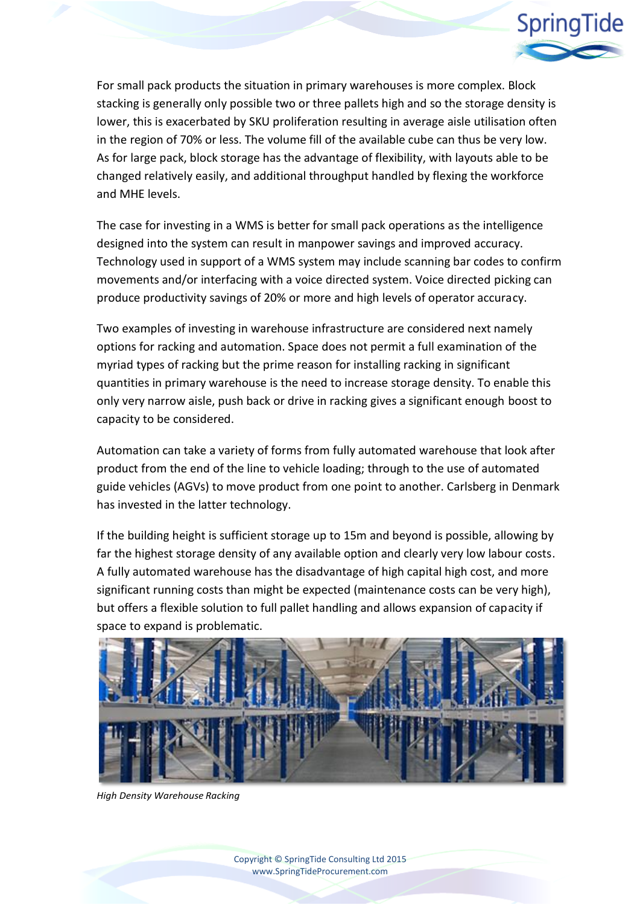For small pack products the situation in primary warehouses is more complex. Block stacking is generally only possible two or three pallets high and so the storage density is lower, this is exacerbated by SKU proliferation resulting in average aisle utilisation often in the region of 70% or less. The volume fill of the available cube can thus be very low. As for large pack, block storage has the advantage of flexibility, with layouts able to be changed relatively easily, and additional throughput handled by flexing the workforce and MHE levels.

The case for investing in a WMS is better for small pack operations as the intelligence designed into the system can result in manpower savings and improved accuracy. Technology used in support of a WMS system may include scanning bar codes to confirm movements and/or interfacing with a voice directed system. Voice directed picking can produce productivity savings of 20% or more and high levels of operator accuracy.

Two examples of investing in warehouse infrastructure are considered next namely options for racking and automation. Space does not permit a full examination of the myriad types of racking but the prime reason for installing racking in significant quantities in primary warehouse is the need to increase storage density. To enable this only very narrow aisle, push back or drive in racking gives a significant enough boost to capacity to be considered.

Automation can take a variety of forms from fully automated warehouse that look after product from the end of the line to vehicle loading; through to the use of automated guide vehicles (AGVs) to move product from one point to another. Carlsberg in Denmark has invested in the latter technology.

If the building height is sufficient storage up to 15m and beyond is possible, allowing by far the highest storage density of any available option and clearly very low labour costs. A fully automated warehouse has the disadvantage of high capital high cost, and more significant running costs than might be expected (maintenance costs can be very high), but offers a flexible solution to full pallet handling and allows expansion of capacity if space to expand is problematic.

*High Density Warehouse Racking*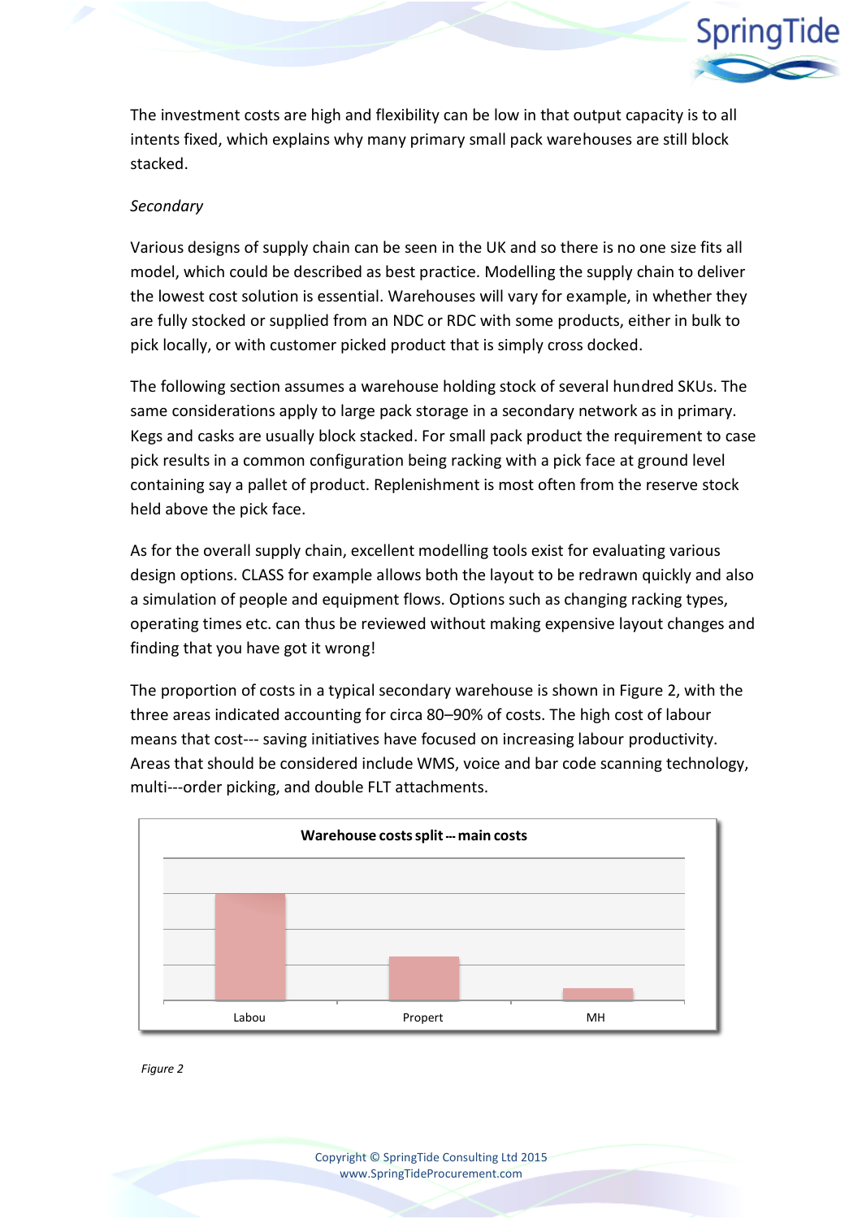The investment costs are high and flexibility can be low in that output capacity is to all intents fixed, which explains why many primary small pack warehouses are still block stacked.

*Secondary*

Various designs of supply chain can be seen in the UK and so there is no one size fits all model, which could be described as best practice. Modelling the supply chain to deliver the lowest cost solution is essential. Warehouses will vary for example, in whether they are fully stocked or supplied from an NDC or RDC with some products, either in bulk to pick locally, or with customer picked product that is simply cross docked.

The following section assumes a warehouse holding stock of several hundred SKUs. The same considerations apply to large pack storage in a secondary network as in primary. Kegs and casks are usually block stacked. For small pack product the requirement to case pick results in a common configuration being racking with a pick face at ground level containing say a pallet of product. Replenishment is most often from the reserve stock held above the pick face.

As for the overall supply chain, excellent modelling tools exist for evaluating various design options. CLASS for example allows both the layout to be redrawn quickly and also a simulation of people and equipment flows. Options such as changing racking types, operating times etc. can thus be reviewed without making expensive layout changes and finding that you have got it wrong!

The proportion of costs in a typical secondary warehouse is shown in Figure 2, with the three areas indicated accounting for circa 80–90% of costs. The high cost of labour means that cost--- saving initiatives have focused on increasing labour productivity. Areas that should be considered include WMS, voice and bar code scanning technology, multi---order picking, and double FLT attachments.

**Warehouse costs split --- main costs**

Labou | Propert | MH

*Figure 2*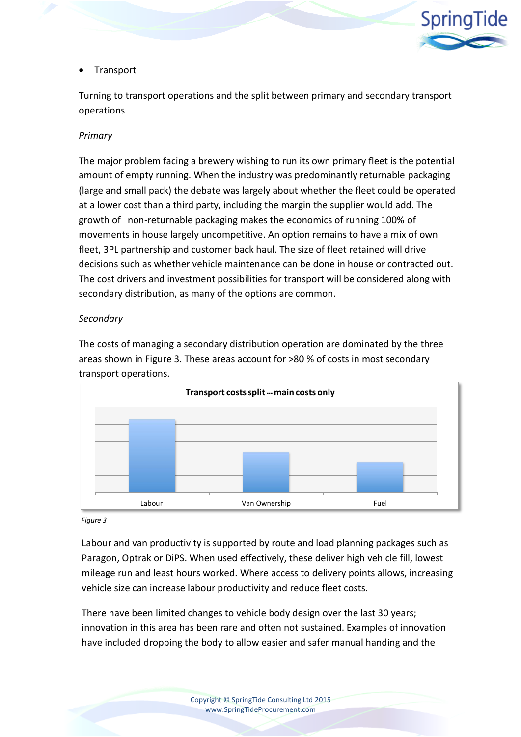- Transport

Turning to transport operations and the split between primary and secondary transport operations

*Primary*

The major problem facing a brewery wishing to run its own primary fleet is the potential amount of empty running. When the industry was predominantly returnable packaging (large and small pack) the debate was largely about whether the fleet could be operated at a lower cost than a third party, including the margin the supplier would add. The growth of non-returnable packaging makes the economics of running 100% of movements in house largely uncompetitive. An option remains to have a mix of own fleet, 3PL partnership and customer back haul. The size of fleet retained will drive decisions such as whether vehicle maintenance can be done in house or contracted out. The cost drivers and investment possibilities for transport will be considered along with secondary distribution, as many of the options are common.

*Secondary*

The costs of managing a secondary distribution operation are dominated by the three areas shown in Figure 3. These areas account for >80 % of costs in most secondary transport operations.

**Transport costs split -- main costs only**

Labour | Van Ownership | Fuel

*Figure 3*

Labour and van productivity is supported by route and load planning packages such as Paragon, Optrak or DiPS. When used effectively, these deliver high vehicle fill, lowest mileage run and least hours worked. Where access to delivery points allows, increasing vehicle size can increase labour productivity and reduce fleet costs.

There have been limited changes to vehicle body design over the last 30 years; innovation in this area has been rare and often not sustained. Examples of innovation have included dropping the body to allow easier and safer manual handing and the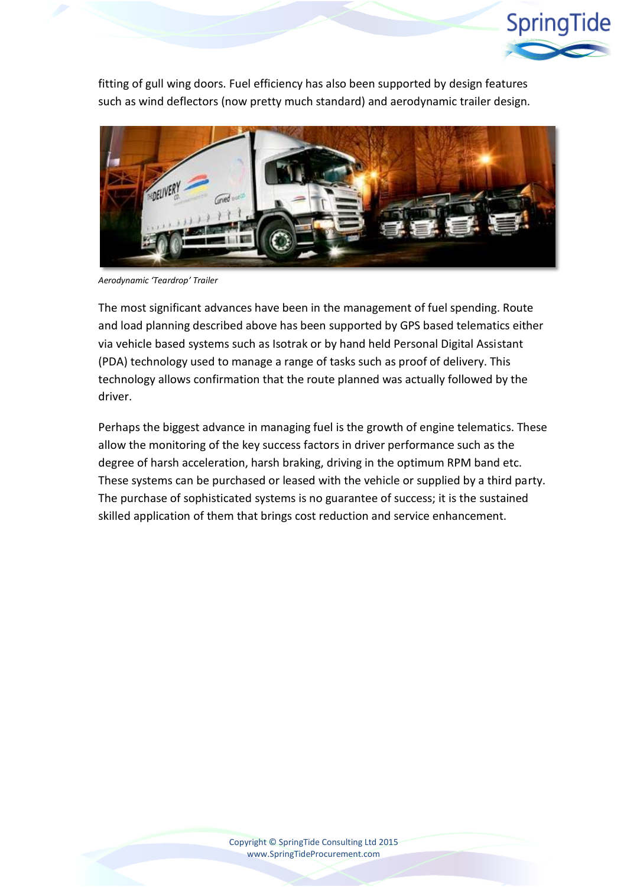fitting of gull wing doors. Fuel efficiency has also been supported by design features such as wind deflectors (now pretty much standard) and aerodynamic trailer design.

*Aerodynamic 'Teardrop' Trailer*

The most significant advances have been in the management of fuel spending. Route and load planning described above has been supported by GPS based telematics either via vehicle based systems such as Isotrak or by hand held Personal Digital Assistant (PDA) technology used to manage a range of tasks such as proof of delivery. This technology allows confirmation that the route planned was actually followed by the driver.

Perhaps the biggest advance in managing fuel is the growth of engine telematics. These allow the monitoring of the key success factors in driver performance such as the degree of harsh acceleration, harsh braking, driving in the optimum RPM band etc. These systems can be purchased or leased with the vehicle or supplied by a third party. The purchase of sophisticated systems is no guarantee of success; it is the sustained skilled application of them that brings cost reduction and service enhancement.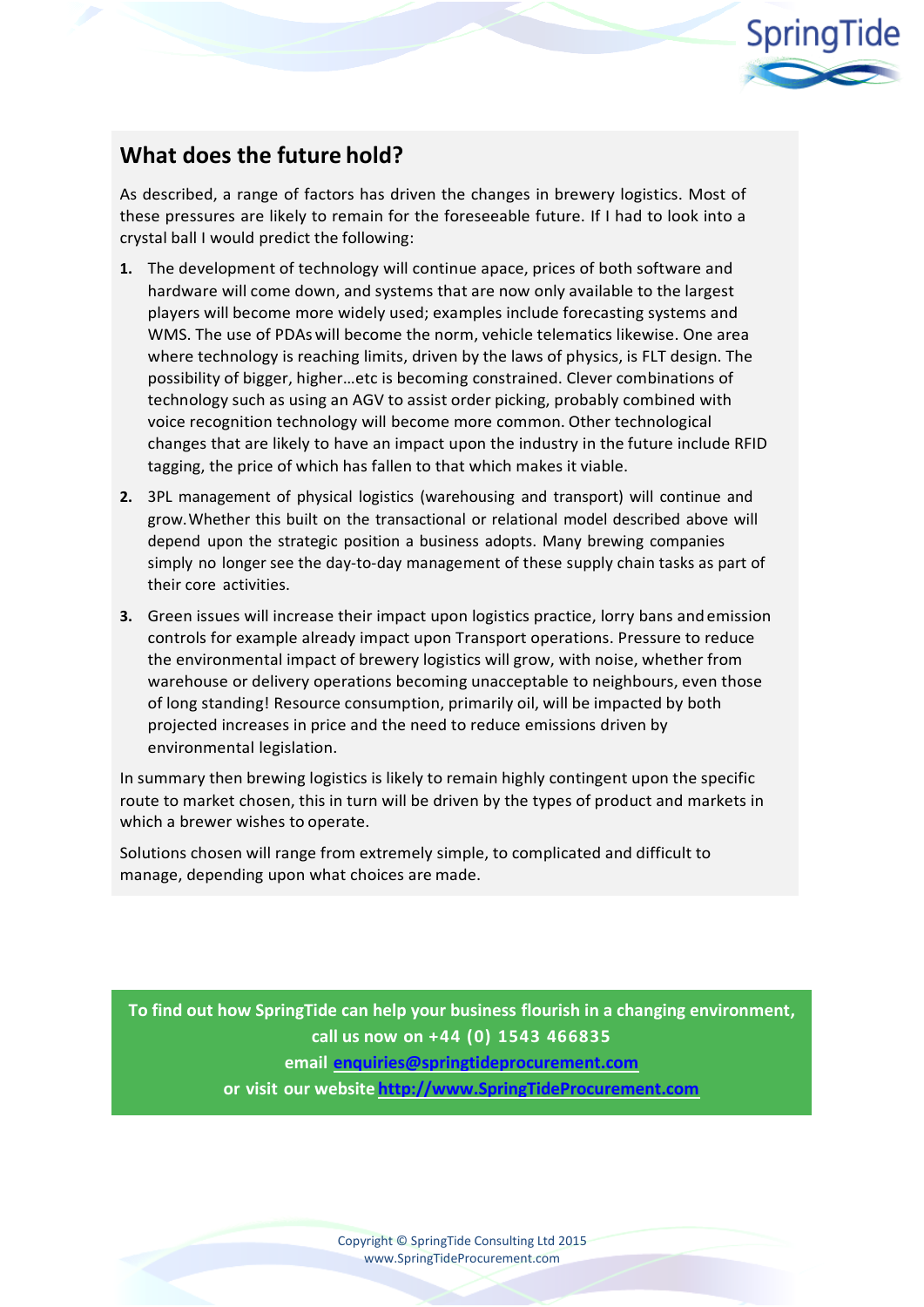## What does the future hold?

As described, a range of factors has driven the changes in brewery logistics. Most of these pressures are likely to remain for the foreseeable future. If I had to look into a crystal ball I would predict the following:

1. The development of technology will continue apace, prices of both software and hardware will come down, and systems that are now only available to the largest players will become more widely used; examples include forecasting systems and WMS. The use of PDAs will become the norm, vehicle telematics likewise. One area where technology is reaching limits, driven by the laws of physics, is FLT design. The possibility of bigger, higher…etc is becoming constrained. Clever combinations of technology such as using an AGV to assist order picking, probably combined with voice recognition technology will become more common. Other technological changes that are likely to have an impact upon the industry in the future include RFID tagging, the price of which has fallen to that which makes it viable.
2. 3PL management of physical logistics (warehousing and transport) will continue and grow. Whether this built on the transactional or relational model described above will depend upon the strategic position a business adopts. Many brewing companies simply no longer see the day-to-day management of these supply chain tasks as part of their core activities.
3. Green issues will increase their impact upon logistics practice, lorry bans and emission controls for example already impact upon Transport operations. Pressure to reduce the environmental impact of brewery logistics will grow, with noise, whether from warehouse or delivery operations becoming unacceptable to neighbours, even those of long standing! Resource consumption, primarily oil, will be impacted by both projected increases in price and the need to reduce emissions driven by environmental legislation.

In summary then brewing logistics is likely to remain highly contingent upon the specific route to market chosen, this in turn will be driven by the types of product and markets in which a brewer wishes to operate.

Solutions chosen will range from extremely simple, to complicated and difficult to manage, depending upon what choices are made.

**To find out how SpringTide can help your business flourish in a changing environment, call us now on +44 (0) 1543 466835**
**email [enquiries@springtideprocurement.com](mailto:enquiries@springtideprocurement.com)**
**or visit our website [http://www.SpringTideProcurement.com](http://www.SpringTideProcurement.com)**

Copyright © SpringTide Consulting Ltd 2015
www.SpringTideProcurement.com